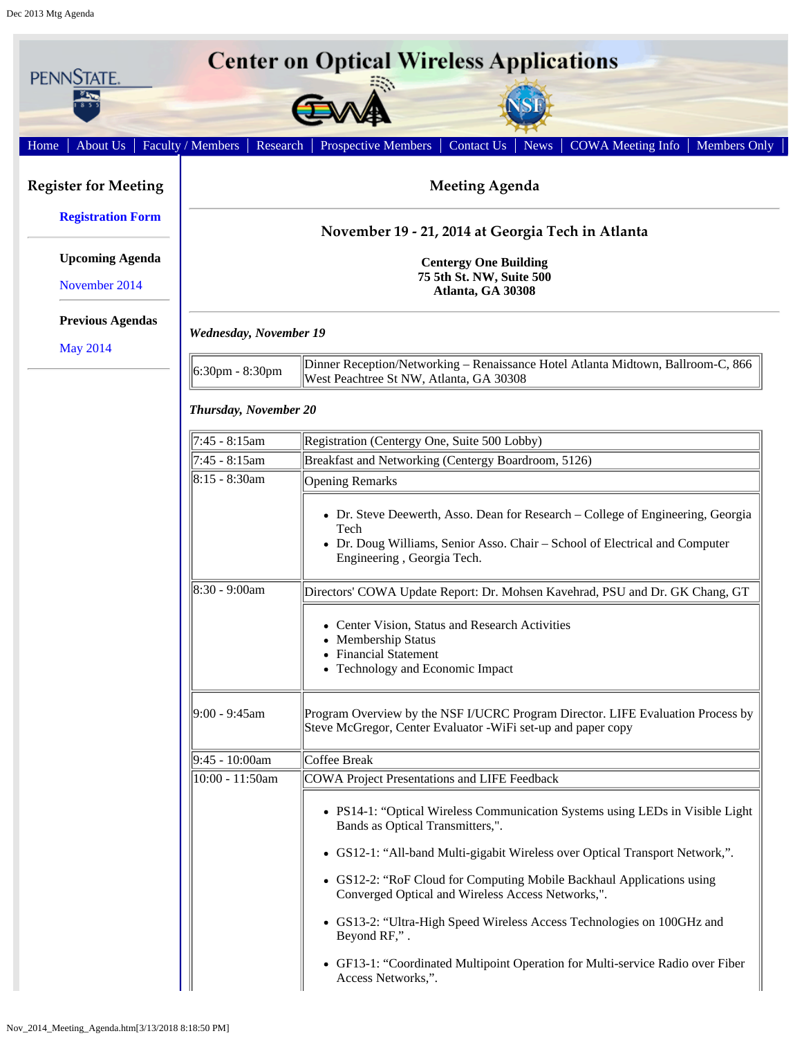# Center on Optical Wireless Applications

Home | About Us | Faculty / Members | Research | Prospective Members | Contact Us | News | COWA Meeting Info | Members Only

## Register for Meeting

**Registration Form**

**Upcoming Agenda**

November 2014

**Previous Agendas**

May 2014

## Meeting Agenda

### November 19 - 21, 2014 at Georgia Tech in Atlanta

**Centergy One Building**
**75 5th St. NW, Suite 500**
**Atlanta, GA 30308**

***Wednesday, November 19***

| | |
|---|---|
| 6:30pm - 8:30pm | Dinner Reception/Networking – Renaissance Hotel Atlanta Midtown, Ballroom-C, 866 West Peachtree St NW, Atlanta, GA 30308 |

***Thursday, November 20***

| | |
|---|---|
| 7:45 - 8:15am | Registration (Centergy One, Suite 500 Lobby) |
| 7:45 - 8:15am | Breakfast and Networking (Centergy Boardroom, 5126) |
| 8:15 - 8:30am | Opening Remarks<br>• Dr. Steve Deewerth, Asso. Dean for Research – College of Engineering, Georgia Tech<br>• Dr. Doug Williams, Senior Asso. Chair – School of Electrical and Computer Engineering , Georgia Tech. |
| 8:30 - 9:00am | Directors' COWA Update Report: Dr. Mohsen Kavehrad, PSU and Dr. GK Chang, GT<br>• Center Vision, Status and Research Activities<br>• Membership Status<br>• Financial Statement<br>• Technology and Economic Impact |
| 9:00 - 9:45am | Program Overview by the NSF I/UCRC Program Director. LIFE Evaluation Process by Steve McGregor, Center Evaluator -WiFi set-up and paper copy |
| 9:45 - 10:00am | Coffee Break |
| 10:00 - 11:50am | COWA Project Presentations and LIFE Feedback<br>• PS14-1: "Optical Wireless Communication Systems using LEDs in Visible Light Bands as Optical Transmitters,".<br>• GS12-1: "All-band Multi-gigabit Wireless over Optical Transport Network,".<br>• GS12-2: "RoF Cloud for Computing Mobile Backhaul Applications using Converged Optical and Wireless Access Networks,".<br>• GS13-2: "Ultra-High Speed Wireless Access Technologies on 100GHz and Beyond RF," .<br>• GF13-1: "Coordinated Multipoint Operation for Multi-service Radio over Fiber Access Networks,". |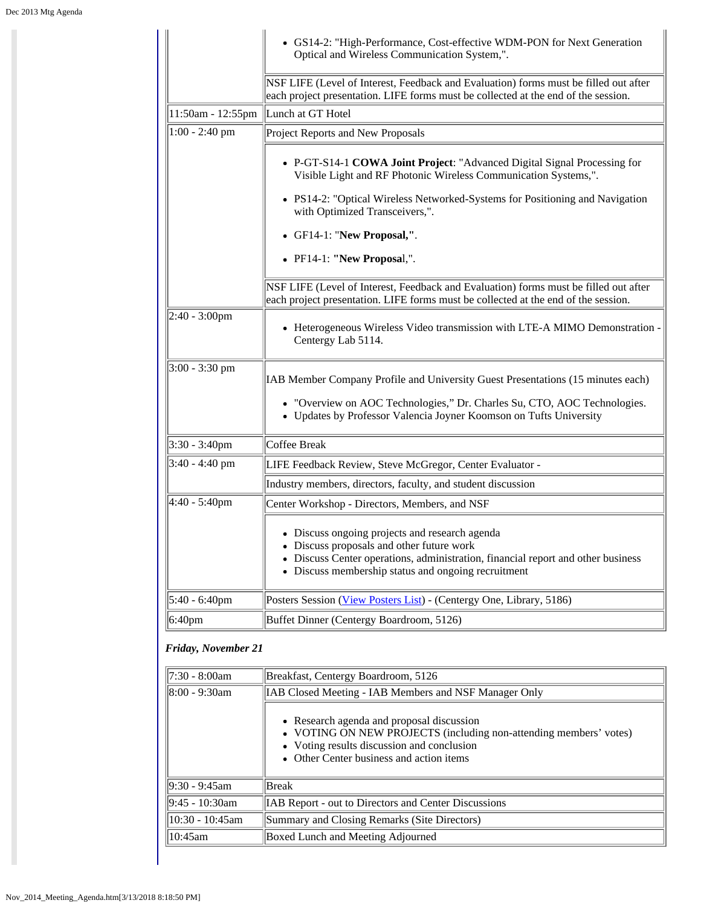| | |
|---|---|
| | • GS14-2: "High-Performance, Cost-effective WDM-PON for Next Generation Optical and Wireless Communication System,". |
| | NSF LIFE (Level of Interest, Feedback and Evaluation) forms must be filled out after each project presentation. LIFE forms must be collected at the end of the session. |
| 11:50am - 12:55pm | Lunch at GT Hotel |
| 1:00 - 2:40 pm | Project Reports and New Proposals |
| | • P-GT-S14-1 **COWA Joint Project**: "Advanced Digital Signal Processing for Visible Light and RF Photonic Wireless Communication Systems,". • PS14-2: "Optical Wireless Networked-Systems for Positioning and Navigation with Optimized Transceivers,". • GF14-1: "**New Proposal,"**. • PF14-1: **"New Proposa**l,". |
| | NSF LIFE (Level of Interest, Feedback and Evaluation) forms must be filled out after each project presentation. LIFE forms must be collected at the end of the session. |
| 2:40 - 3:00pm | • Heterogeneous Wireless Video transmission with LTE-A MIMO Demonstration - Centergy Lab 5114. |
| 3:00 - 3:30 pm | IAB Member Company Profile and University Guest Presentations (15 minutes each) • "Overview on AOC Technologies," Dr. Charles Su, CTO, AOC Technologies. • Updates by Professor Valencia Joyner Koomson on Tufts University |
| 3:30 - 3:40pm | Coffee Break |
| 3:40 - 4:40 pm | LIFE Feedback Review, Steve McGregor, Center Evaluator - |
| | Industry members, directors, faculty, and student discussion |
| 4:40 - 5:40pm | Center Workshop - Directors, Members, and NSF |
| | • Discuss ongoing projects and research agenda • Discuss proposals and other future work • Discuss Center operations, administration, financial report and other business • Discuss membership status and ongoing recruitment |
| 5:40 - 6:40pm | Posters Session (View Posters List) - (Centergy One, Library, 5186) |
| 6:40pm | Buffet Dinner (Centergy Boardroom, 5126) |

***Friday, November 21***

| | |
|---|---|
| 7:30 - 8:00am | Breakfast, Centergy Boardroom, 5126 |
| 8:00 - 9:30am | IAB Closed Meeting - IAB Members and NSF Manager Only |
| | • Research agenda and proposal discussion • VOTING ON NEW PROJECTS (including non-attending members' votes) • Voting results discussion and conclusion • Other Center business and action items |
| 9:30 - 9:45am | Break |
| 9:45 - 10:30am | IAB Report - out to Directors and Center Discussions |
| 10:30 - 10:45am | Summary and Closing Remarks (Site Directors) |
| 10:45am | Boxed Lunch and Meeting Adjourned |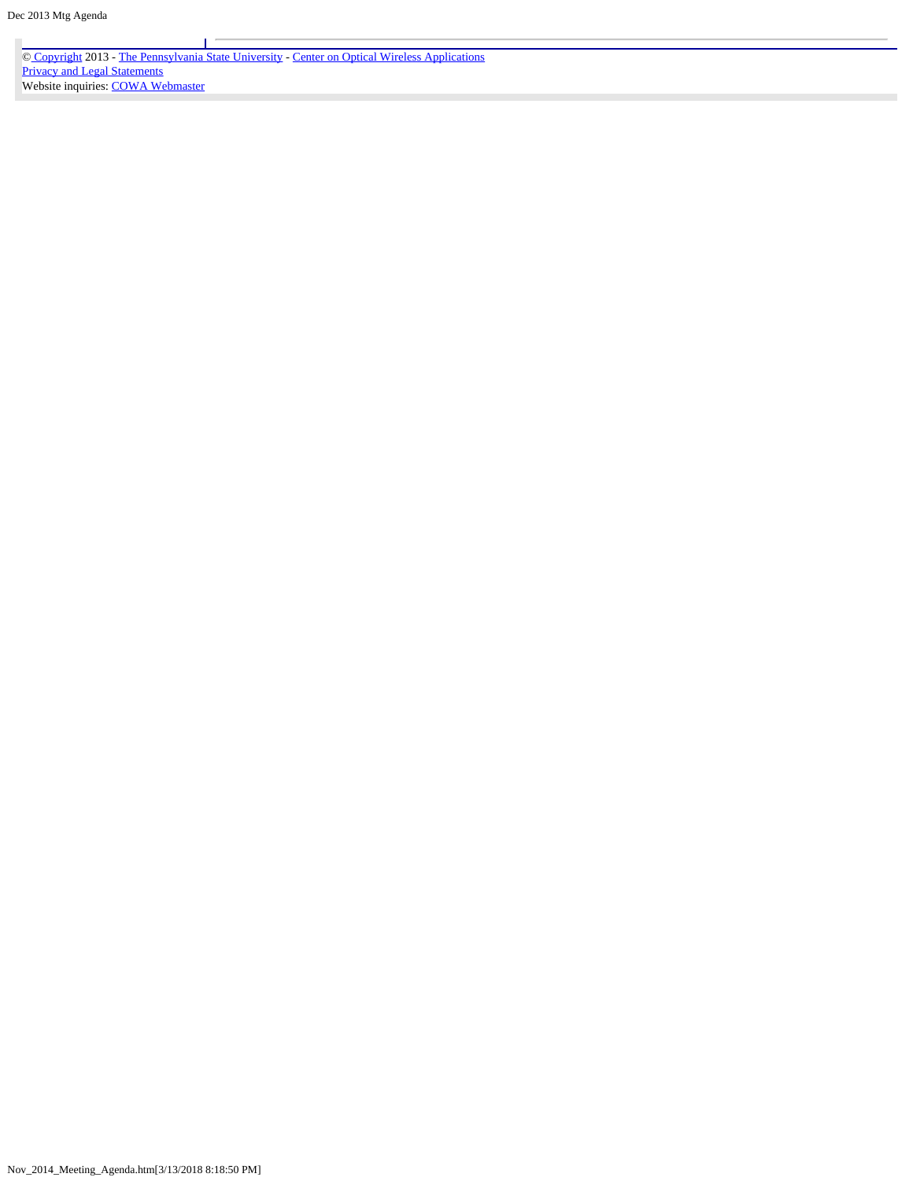© Copyright 2013 - The Pennsylvania State University - Center on Optical Wireless Applications
Privacy and Legal Statements
Website inquiries: COWA Webmaster